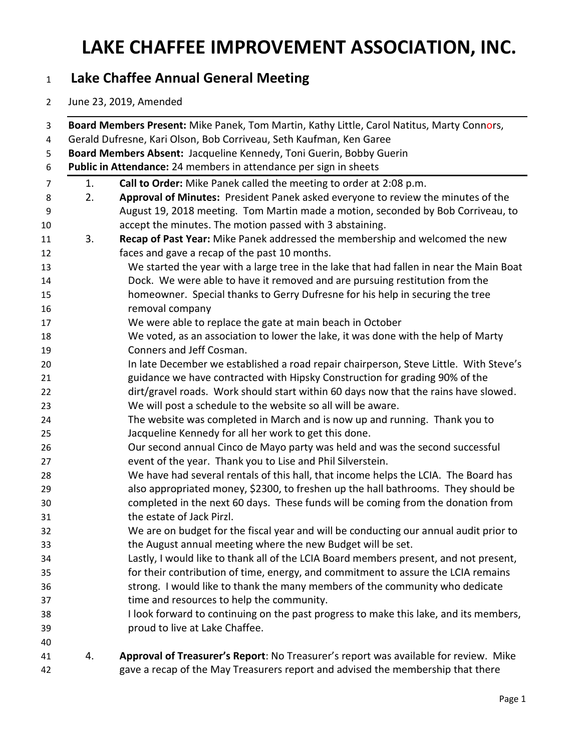# LAKE CHAFFEE IMPROVEMENT ASSOCIATION, INC.

## Lake Chaffee Annual General Meeting

June 23, 2019, Amended

**Board Members Present:** Mike Panek, Tom Martin, Kathy Little, Carol Natitus, Marty Connors, Gerald Dufresne, Kari Olson, Bob Corriveau, Seth Kaufman, Ken Garee
**Board Members Absent:** Jacqueline Kennedy, Toni Guerin, Bobby Guerin
**Public in Attendance:** 24 members in attendance per sign in sheets

1. **Call to Order:** Mike Panek called the meeting to order at 2:08 p.m.
2. **Approval of Minutes:** President Panek asked everyone to review the minutes of the August 19, 2018 meeting. Tom Martin made a motion, seconded by Bob Corriveau, to accept the minutes. The motion passed with 3 abstaining.
3. **Recap of Past Year:** Mike Panek addressed the membership and welcomed the new faces and gave a recap of the past 10 months.
   We started the year with a large tree in the lake that had fallen in near the Main Boat Dock. We were able to have it removed and are pursuing restitution from the homeowner. Special thanks to Gerry Dufresne for his help in securing the tree removal company
   We were able to replace the gate at main beach in October
   We voted, as an association to lower the lake, it was done with the help of Marty Conners and Jeff Cosman.
   In late December we established a road repair chairperson, Steve Little. With Steve's guidance we have contracted with Hipsky Construction for grading 90% of the dirt/gravel roads. Work should start within 60 days now that the rains have slowed. We will post a schedule to the website so all will be aware.
   The website was completed in March and is now up and running. Thank you to Jacqueline Kennedy for all her work to get this done.
   Our second annual Cinco de Mayo party was held and was the second successful event of the year. Thank you to Lise and Phil Silverstein.
   We have had several rentals of this hall, that income helps the LCIA. The Board has also appropriated money, $2300, to freshen up the hall bathrooms. They should be completed in the next 60 days. These funds will be coming from the donation from the estate of Jack Pirzl.
   We are on budget for the fiscal year and will be conducting our annual audit prior to the August annual meeting where the new Budget will be set.
   Lastly, I would like to thank all of the LCIA Board members present, and not present, for their contribution of time, energy, and commitment to assure the LCIA remains strong. I would like to thank the many members of the community who dedicate time and resources to help the community.
   I look forward to continuing on the past progress to make this lake, and its members, proud to live at Lake Chaffee.

4. **Approval of Treasurer's Report**: No Treasurer's report was available for review. Mike gave a recap of the May Treasurers report and advised the membership that there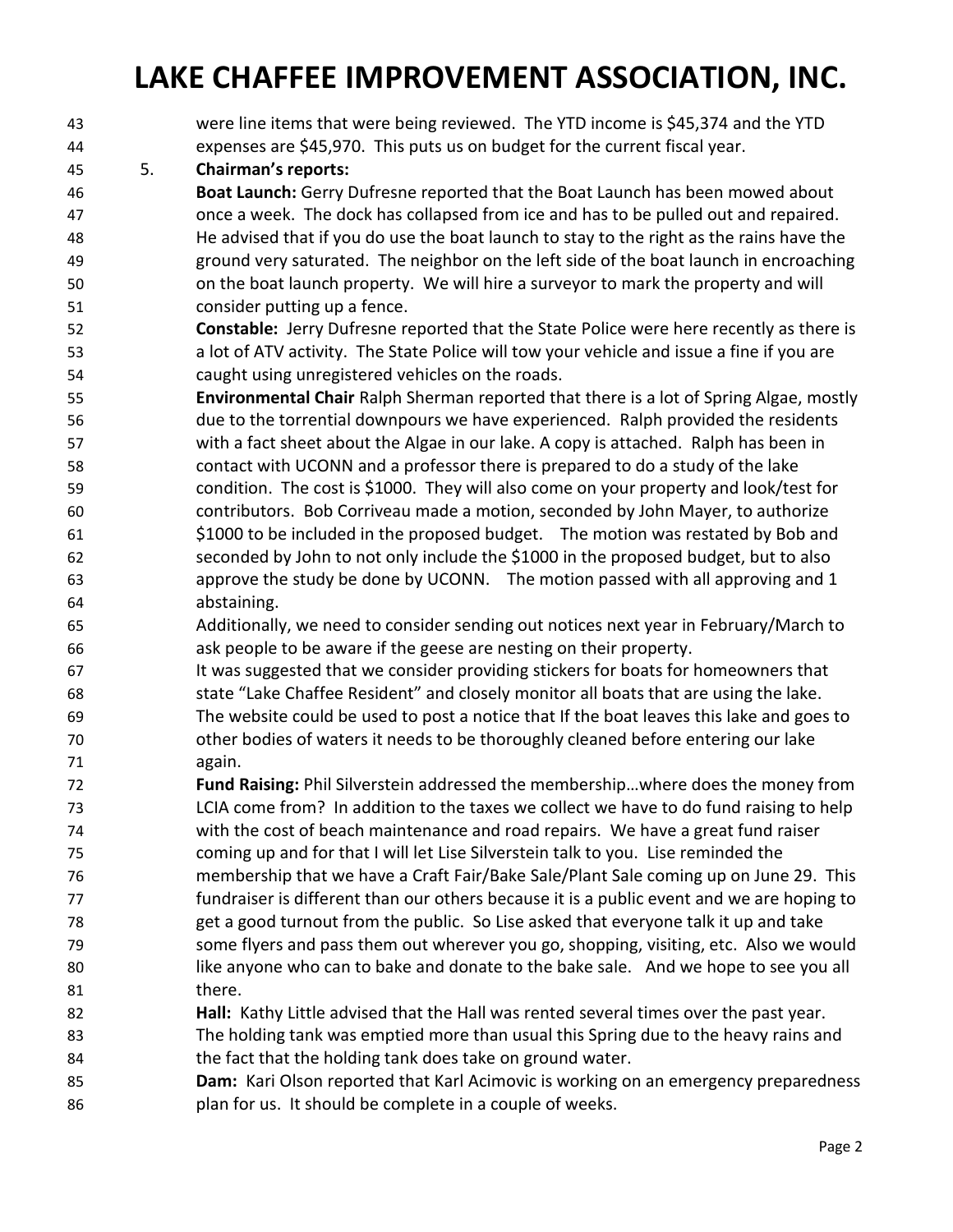were line items that were being reviewed. The YTD income is $45,374 and the YTD expenses are $45,970. This puts us on budget for the current fiscal year.

5. **Chairman's reports:**

**Boat Launch:** Gerry Dufresne reported that the Boat Launch has been mowed about once a week. The dock has collapsed from ice and has to be pulled out and repaired. He advised that if you do use the boat launch to stay to the right as the rains have the ground very saturated. The neighbor on the left side of the boat launch in encroaching on the boat launch property. We will hire a surveyor to mark the property and will consider putting up a fence.

**Constable:** Jerry Dufresne reported that the State Police were here recently as there is a lot of ATV activity. The State Police will tow your vehicle and issue a fine if you are caught using unregistered vehicles on the roads.

**Environmental Chair** Ralph Sherman reported that there is a lot of Spring Algae, mostly due to the torrential downpours we have experienced. Ralph provided the residents with a fact sheet about the Algae in our lake. A copy is attached. Ralph has been in contact with UCONN and a professor there is prepared to do a study of the lake condition. The cost is $1000. They will also come on your property and look/test for contributors. Bob Corriveau made a motion, seconded by John Mayer, to authorize $1000 to be included in the proposed budget. The motion was restated by Bob and seconded by John to not only include the $1000 in the proposed budget, but to also approve the study be done by UCONN. The motion passed with all approving and 1 abstaining.

Additionally, we need to consider sending out notices next year in February/March to ask people to be aware if the geese are nesting on their property.

It was suggested that we consider providing stickers for boats for homeowners that state "Lake Chaffee Resident" and closely monitor all boats that are using the lake. The website could be used to post a notice that If the boat leaves this lake and goes to other bodies of waters it needs to be thoroughly cleaned before entering our lake again.

**Fund Raising:** Phil Silverstein addressed the membership…where does the money from LCIA come from? In addition to the taxes we collect we have to do fund raising to help with the cost of beach maintenance and road repairs. We have a great fund raiser coming up and for that I will let Lise Silverstein talk to you. Lise reminded the membership that we have a Craft Fair/Bake Sale/Plant Sale coming up on June 29. This fundraiser is different than our others because it is a public event and we are hoping to get a good turnout from the public. So Lise asked that everyone talk it up and take some flyers and pass them out wherever you go, shopping, visiting, etc. Also we would like anyone who can to bake and donate to the bake sale. And we hope to see you all there.

**Hall:** Kathy Little advised that the Hall was rented several times over the past year. The holding tank was emptied more than usual this Spring due to the heavy rains and the fact that the holding tank does take on ground water.

**Dam:** Kari Olson reported that Karl Acimovic is working on an emergency preparedness plan for us. It should be complete in a couple of weeks.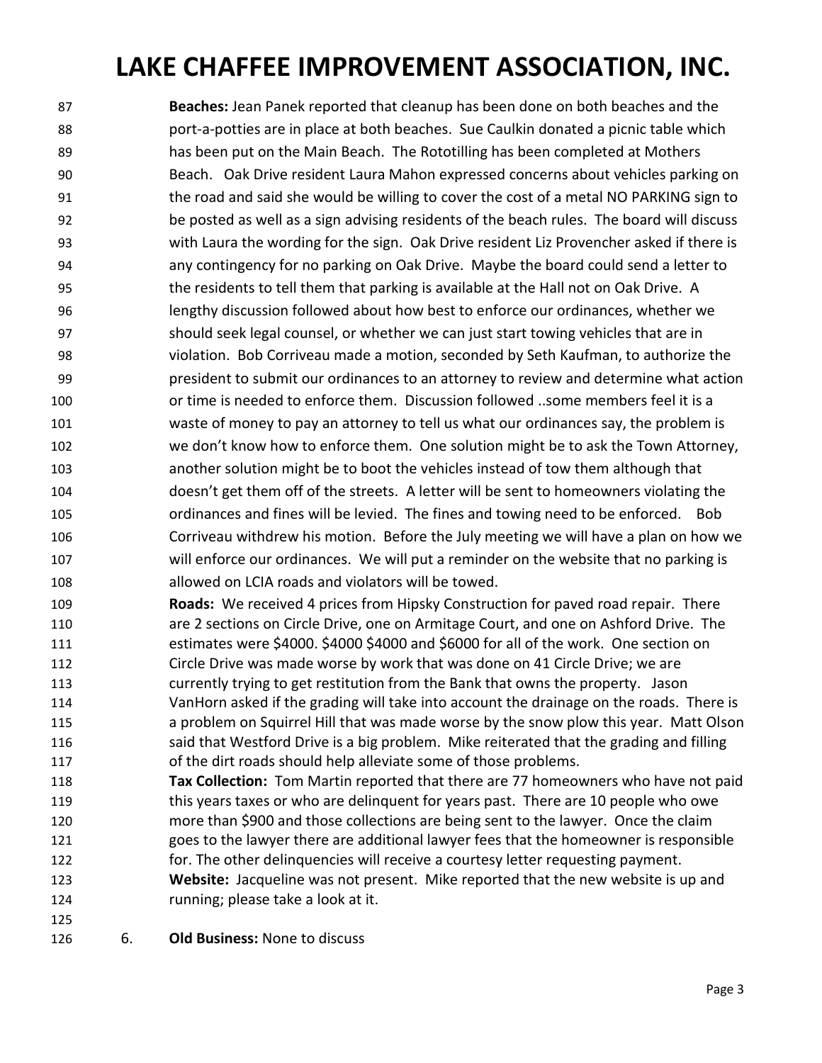**Beaches:** Jean Panek reported that cleanup has been done on both beaches and the port-a-potties are in place at both beaches. Sue Caulkin donated a picnic table which has been put on the Main Beach. The Rototilling has been completed at Mothers Beach. Oak Drive resident Laura Mahon expressed concerns about vehicles parking on the road and said she would be willing to cover the cost of a metal NO PARKING sign to be posted as well as a sign advising residents of the beach rules. The board will discuss with Laura the wording for the sign. Oak Drive resident Liz Provencher asked if there is any contingency for no parking on Oak Drive. Maybe the board could send a letter to the residents to tell them that parking is available at the Hall not on Oak Drive. A lengthy discussion followed about how best to enforce our ordinances, whether we should seek legal counsel, or whether we can just start towing vehicles that are in violation. Bob Corriveau made a motion, seconded by Seth Kaufman, to authorize the president to submit our ordinances to an attorney to review and determine what action or time is needed to enforce them. Discussion followed ..some members feel it is a waste of money to pay an attorney to tell us what our ordinances say, the problem is we don't know how to enforce them. One solution might be to ask the Town Attorney, another solution might be to boot the vehicles instead of tow them although that doesn't get them off of the streets. A letter will be sent to homeowners violating the ordinances and fines will be levied. The fines and towing need to be enforced. Bob Corriveau withdrew his motion. Before the July meeting we will have a plan on how we will enforce our ordinances. We will put a reminder on the website that no parking is allowed on LCIA roads and violators will be towed.

**Roads:** We received 4 prices from Hipsky Construction for paved road repair. There are 2 sections on Circle Drive, one on Armitage Court, and one on Ashford Drive. The estimates were $4000. $4000 $4000 and $6000 for all of the work. One section on Circle Drive was made worse by work that was done on 41 Circle Drive; we are currently trying to get restitution from the Bank that owns the property. Jason VanHorn asked if the grading will take into account the drainage on the roads. There is a problem on Squirrel Hill that was made worse by the snow plow this year. Matt Olson said that Westford Drive is a big problem. Mike reiterated that the grading and filling of the dirt roads should help alleviate some of those problems.

**Tax Collection:** Tom Martin reported that there are 77 homeowners who have not paid this years taxes or who are delinquent for years past. There are 10 people who owe more than $900 and those collections are being sent to the lawyer. Once the claim goes to the lawyer there are additional lawyer fees that the homeowner is responsible for. The other delinquencies will receive a courtesy letter requesting payment.

**Website:** Jacqueline was not present. Mike reported that the new website is up and running; please take a look at it.

6. **Old Business:** None to discuss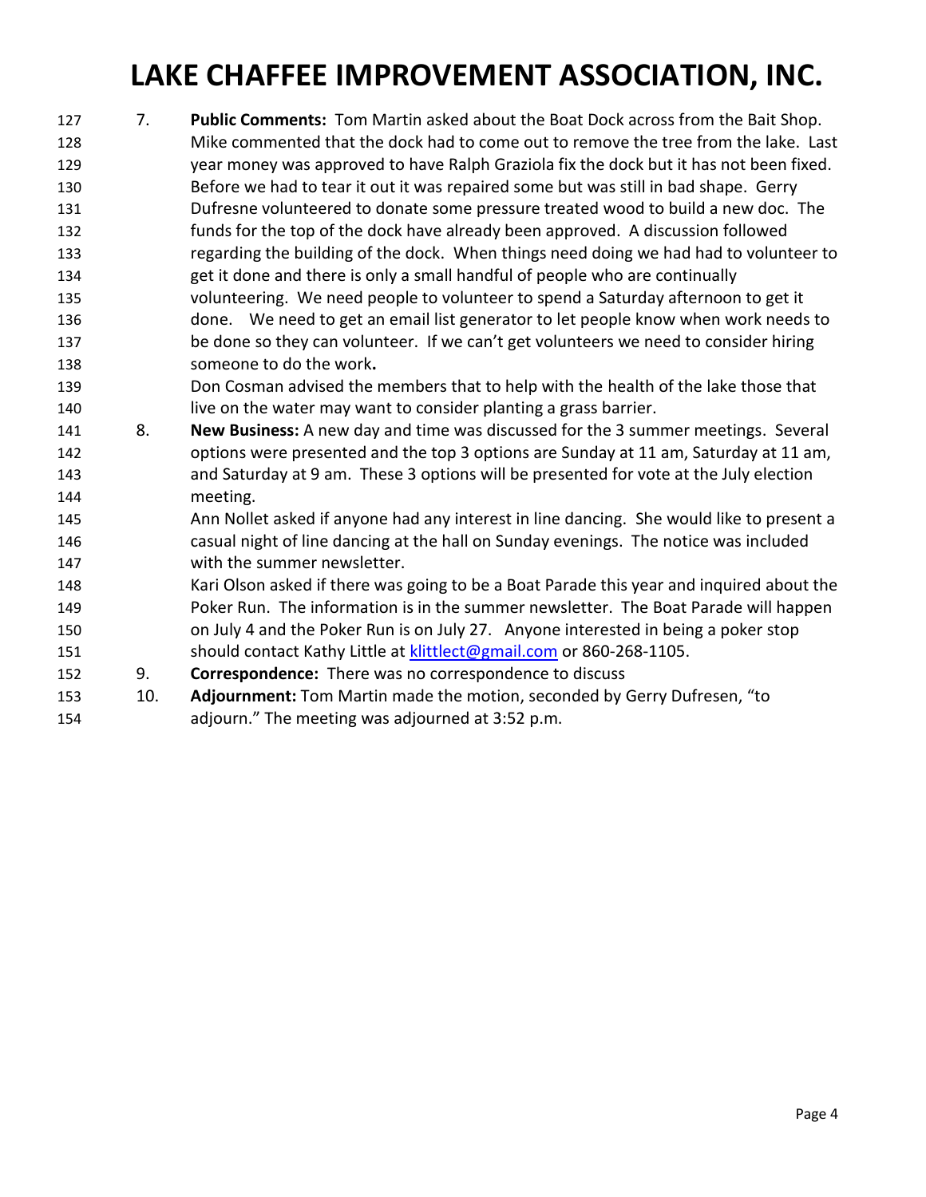# LAKE CHAFFEE IMPROVEMENT ASSOCIATION, INC.

7. **Public Comments:** Tom Martin asked about the Boat Dock across from the Bait Shop. Mike commented that the dock had to come out to remove the tree from the lake. Last year money was approved to have Ralph Graziola fix the dock but it has not been fixed. Before we had to tear it out it was repaired some but was still in bad shape. Gerry Dufresne volunteered to donate some pressure treated wood to build a new doc. The funds for the top of the dock have already been approved. A discussion followed regarding the building of the dock. When things need doing we had had to volunteer to get it done and there is only a small handful of people who are continually volunteering. We need people to volunteer to spend a Saturday afternoon to get it done. We need to get an email list generator to let people know when work needs to be done so they can volunteer. If we can't get volunteers we need to consider hiring someone to do the work**.**

   Don Cosman advised the members that to help with the health of the lake those that live on the water may want to consider planting a grass barrier.

8. **New Business:** A new day and time was discussed for the 3 summer meetings. Several options were presented and the top 3 options are Sunday at 11 am, Saturday at 11 am, and Saturday at 9 am. These 3 options will be presented for vote at the July election meeting.

   Ann Nollet asked if anyone had any interest in line dancing. She would like to present a casual night of line dancing at the hall on Sunday evenings. The notice was included with the summer newsletter.

   Kari Olson asked if there was going to be a Boat Parade this year and inquired about the Poker Run. The information is in the summer newsletter. The Boat Parade will happen on July 4 and the Poker Run is on July 27. Anyone interested in being a poker stop should contact Kathy Little at [klittlect@gmail.com](mailto:klittlect@gmail.com) or 860-268-1105.

9. **Correspondence:** There was no correspondence to discuss

10. **Adjournment:** Tom Martin made the motion, seconded by Gerry Dufresen, "to adjourn." The meeting was adjourned at 3:52 p.m.